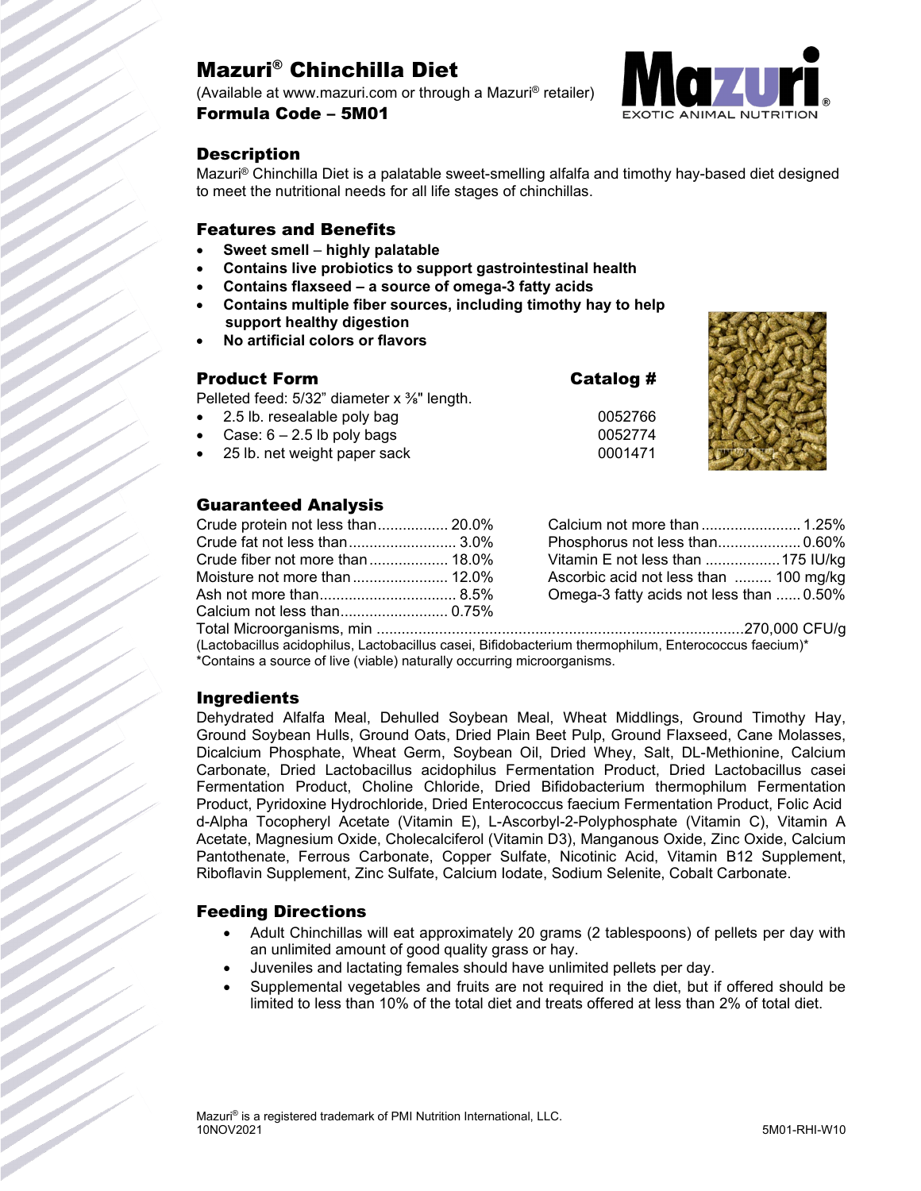# Mazuri® Chinchilla Diet

(Available at www.mazuri.com or through a Mazuri® retailer)

**Formula Code – 5M01**

## Description

Mazuri® Chinchilla Diet is a palatable sweet-smelling alfalfa and timothy hay-based diet designed to meet the nutritional needs for all life stages of chinchillas.

## Features and Benefits

- **Sweet smell – highly palatable**
- **Contains live probiotics to support gastrointestinal health**
- **Contains flaxseed – a source of omega-3 fatty acids**
- **Contains multiple fiber sources, including timothy hay to help support healthy digestion**
- **No artificial colors or flavors**

## Product Form

Pelleted feed: 5/32" diameter x ⅜" length.

| Product Form | Catalog # |
| --- | --- |
| 2.5 lb. resealable poly bag | 0052766 |
| Case: 6 – 2.5 lb poly bags | 0052774 |
| 25 lb. net weight paper sack | 0001471 |

## Guaranteed Analysis

| Nutrient | Value |
| --- | --- |
| Crude protein not less than | 20.0% |
| Crude fat not less than | 3.0% |
| Crude fiber not more than | 18.0% |
| Moisture not more than | 12.0% |
| Ash not more than | 8.5% |
| Calcium not less than | 0.75% |
| Calcium not more than | 1.25% |
| Phosphorus not less than | 0.60% |
| Vitamin E not less than | 175 IU/kg |
| Ascorbic acid not less than | 100 mg/kg |
| Omega-3 fatty acids not less than | 0.50% |
| Total Microorganisms, min | 270,000 CFU/g |

(Lactobacillus acidophilus, Lactobacillus casei, Bifidobacterium thermophilum, Enterococcus faecium)*

*Contains a source of live (viable) naturally occurring microorganisms.

## Ingredients

Dehydrated Alfalfa Meal, Dehulled Soybean Meal, Wheat Middlings, Ground Timothy Hay, Ground Soybean Hulls, Ground Oats, Dried Plain Beet Pulp, Ground Flaxseed, Cane Molasses, Dicalcium Phosphate, Wheat Germ, Soybean Oil, Dried Whey, Salt, DL-Methionine, Calcium Carbonate, Dried Lactobacillus acidophilus Fermentation Product, Dried Lactobacillus casei Fermentation Product, Choline Chloride, Dried Bifidobacterium thermophilum Fermentation Product, Pyridoxine Hydrochloride, Dried Enterococcus faecium Fermentation Product, Folic Acid d-Alpha Tocopheryl Acetate (Vitamin E), L-Ascorbyl-2-Polyphosphate (Vitamin C), Vitamin A Acetate, Magnesium Oxide, Cholecalciferol (Vitamin D3), Manganous Oxide, Zinc Oxide, Calcium Pantothenate, Ferrous Carbonate, Copper Sulfate, Nicotinic Acid, Vitamin B12 Supplement, Riboflavin Supplement, Zinc Sulfate, Calcium Iodate, Sodium Selenite, Cobalt Carbonate.

## Feeding Directions

- Adult Chinchillas will eat approximately 20 grams (2 tablespoons) of pellets per day with an unlimited amount of good quality grass or hay.
- Juveniles and lactating females should have unlimited pellets per day.
- Supplemental vegetables and fruits are not required in the diet, but if offered should be limited to less than 10% of the total diet and treats offered at less than 2% of total diet.

Mazuri® is a registered trademark of PMI Nutrition International, LLC.
10NOV2021 5M01-RHI-W10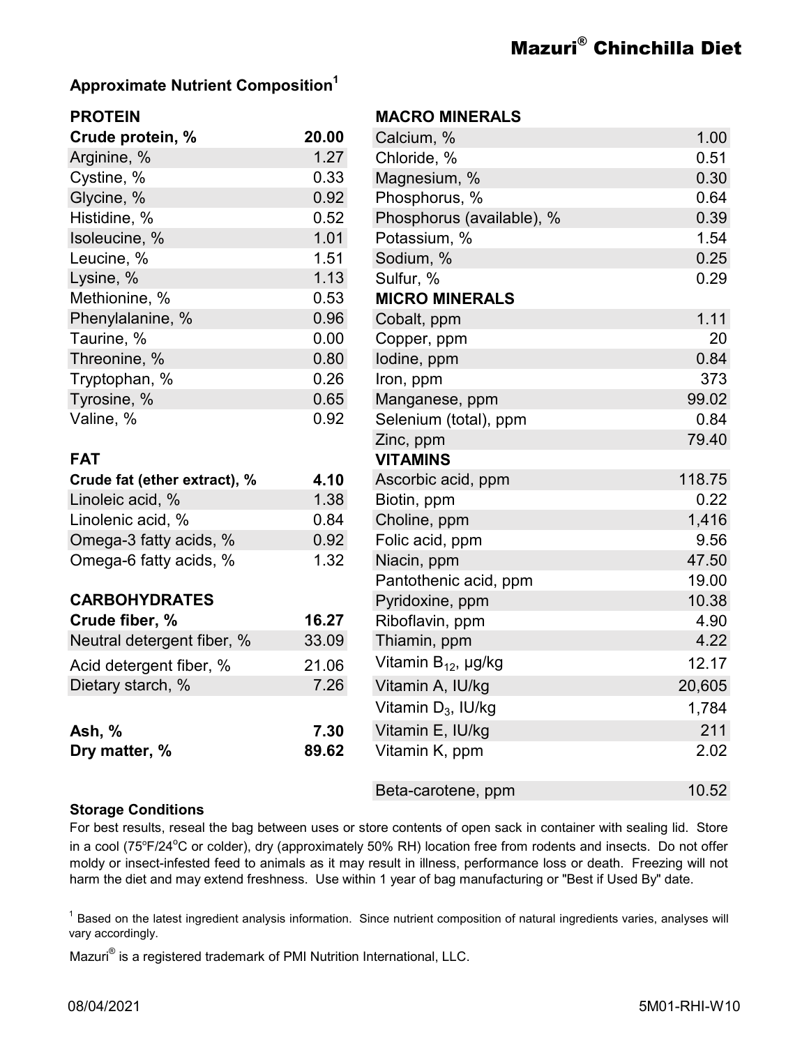# Mazuri® Chinchilla Diet

## Approximate Nutrient Composition[1]

| PROTEIN | |
|---|---|
| **Crude protein, %** | **20.00** |
| Arginine, % | 1.27 |
| Cystine, % | 0.33 |
| Glycine, % | 0.92 |
| Histidine, % | 0.52 |
| Isoleucine, % | 1.01 |
| Leucine, % | 1.51 |
| Lysine, % | 1.13 |
| Methionine, % | 0.53 |
| Phenylalanine, % | 0.96 |
| Taurine, % | 0.00 |
| Threonine, % | 0.80 |
| Tryptophan, % | 0.26 |
| Tyrosine, % | 0.65 |
| Valine, % | 0.92 |

| FAT | |
|---|---|
| **Crude fat (ether extract), %** | **4.10** |
| Linoleic acid, % | 1.38 |
| Linolenic acid, % | 0.84 |
| Omega-3 fatty acids, % | 0.92 |
| Omega-6 fatty acids, % | 1.32 |

| CARBOHYDRATES | |
|---|---|
| **Crude fiber, %** | **16.27** |
| Neutral detergent fiber, % | 33.09 |
| Acid detergent fiber, % | 21.06 |
| Dietary starch, % | 7.26 |

| | |
|---|---|
| **Ash, %** | **7.30** |
| **Dry matter, %** | **89.62** |

| MACRO MINERALS | |
|---|---|
| Calcium, % | 1.00 |
| Chloride, % | 0.51 |
| Magnesium, % | 0.30 |
| Phosphorus, % | 0.64 |
| Phosphorus (available), % | 0.39 |
| Potassium, % | 1.54 |
| Sodium, % | 0.25 |
| Sulfur, % | 0.29 |
| **MICRO MINERALS** | |
| Cobalt, ppm | 1.11 |
| Copper, ppm | 20 |
| Iodine, ppm | 0.84 |
| Iron, ppm | 373 |
| Manganese, ppm | 99.02 |
| Selenium (total), ppm | 0.84 |
| Zinc, ppm | 79.40 |
| **VITAMINS** | |
| Ascorbic acid, ppm | 118.75 |
| Biotin, ppm | 0.22 |
| Choline, ppm | 1,416 |
| Folic acid, ppm | 9.56 |
| Niacin, ppm | 47.50 |
| Pantothenic acid, ppm | 19.00 |
| Pyridoxine, ppm | 10.38 |
| Riboflavin, ppm | 4.90 |
| Thiamin, ppm | 4.22 |
| Vitamin $B_{12}$, µg/kg | 12.17 |
| Vitamin A, IU/kg | 20,605 |
| Vitamin $D_3$, IU/kg | 1,784 |
| Vitamin E, IU/kg | 211 |
| Vitamin K, ppm | 2.02 |
| Beta-carotene, ppm | 10.52 |

**Storage Conditions**

For best results, reseal the bag between uses or store contents of open sack in container with sealing lid. Store in a cool (75°F/24°C or colder), dry (approximately 50% RH) location free from rodents and insects. Do not offer moldy or insect-infested feed to animals as it may result in illness, performance loss or death. Freezing will not harm the diet and may extend freshness. Use within 1 year of bag manufacturing or "Best if Used By" date.

[1] Based on the latest ingredient analysis information. Since nutrient composition of natural ingredients varies, analyses will vary accordingly.

Mazuri® is a registered trademark of PMI Nutrition International, LLC.

08/04/2021 5M01-RHI-W10